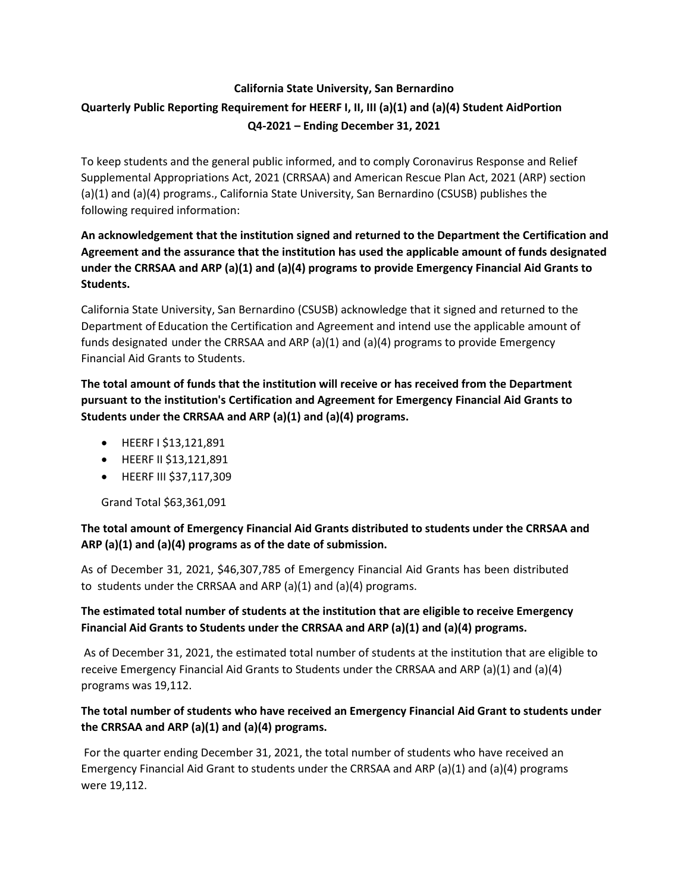**California State University, San Bernardino**

**Quarterly Public Reporting Requirement for HEERF I, II, III (a)(1) and (a)(4) Student AidPortion**

**Q4-2021 – Ending December 31, 2021**

To keep students and the general public informed, and to comply Coronavirus Response and Relief Supplemental Appropriations Act, 2021 (CRRSAA) and American Rescue Plan Act, 2021 (ARP) section (a)(1) and (a)(4) programs., California State University, San Bernardino (CSUSB) publishes the following required information:

**An acknowledgement that the institution signed and returned to the Department the Certification and Agreement and the assurance that the institution has used the applicable amount of funds designated under the CRRSAA and ARP (a)(1) and (a)(4) programs to provide Emergency Financial Aid Grants to Students.**

California State University, San Bernardino (CSUSB) acknowledge that it signed and returned to the Department of Education the Certification and Agreement and intend use the applicable amount of funds designated under the CRRSAA and ARP (a)(1) and (a)(4) programs to provide Emergency Financial Aid Grants to Students.

**The total amount of funds that the institution will receive or has received from the Department pursuant to the institution's Certification and Agreement for Emergency Financial Aid Grants to Students under the CRRSAA and ARP (a)(1) and (a)(4) programs.**

- HEERF I $13,121,891
- HEERF II $13,121,891
- HEERF III $37,117,309

Grand Total $63,361,091

**The total amount of Emergency Financial Aid Grants distributed to students under the CRRSAA and ARP (a)(1) and (a)(4) programs as of the date of submission.**

As of December 31, 2021, $46,307,785 of Emergency Financial Aid Grants has been distributed to students under the CRRSAA and ARP (a)(1) and (a)(4) programs.

**The estimated total number of students at the institution that are eligible to receive Emergency Financial Aid Grants to Students under the CRRSAA and ARP (a)(1) and (a)(4) programs.**

As of December 31, 2021, the estimated total number of students at the institution that are eligible to receive Emergency Financial Aid Grants to Students under the CRRSAA and ARP (a)(1) and (a)(4) programs was 19,112.

**The total number of students who have received an Emergency Financial Aid Grant to students under the CRRSAA and ARP (a)(1) and (a)(4) programs.**

For the quarter ending December 31, 2021, the total number of students who have received an Emergency Financial Aid Grant to students under the CRRSAA and ARP (a)(1) and (a)(4) programs were 19,112.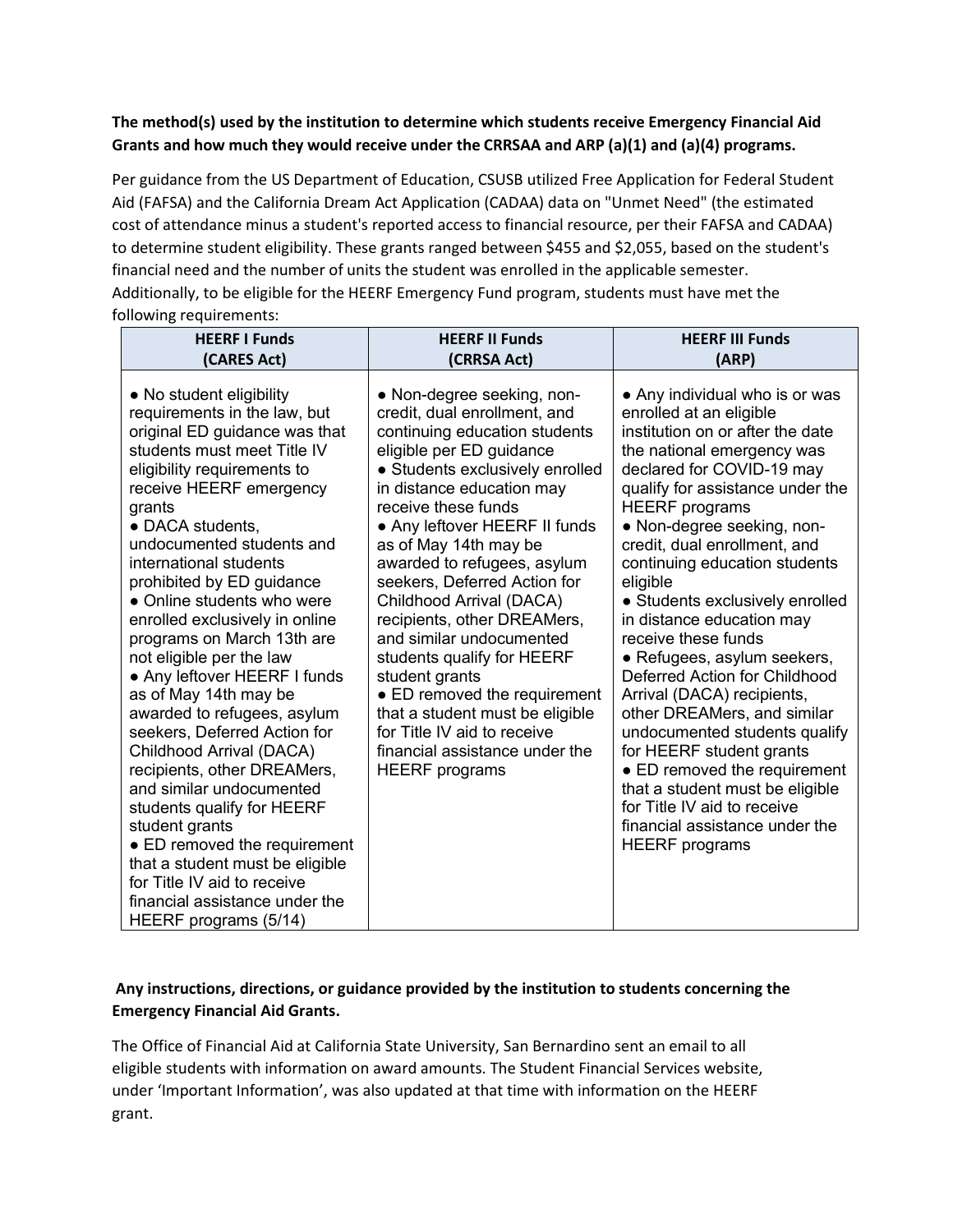**The method(s) used by the institution to determine which students receive Emergency Financial Aid Grants and how much they would receive under the CRRSAA and ARP (a)(1) and (a)(4) programs.**

Per guidance from the US Department of Education, CSUSB utilized Free Application for Federal Student Aid (FAFSA) and the California Dream Act Application (CADAA) data on "Unmet Need" (the estimated cost of attendance minus a student's reported access to financial resource, per their FAFSA and CADAA) to determine student eligibility. These grants ranged between $455 and $2,055, based on the student's financial need and the number of units the student was enrolled in the applicable semester. Additionally, to be eligible for the HEERF Emergency Fund program, students must have met the following requirements:

| HEERF I Funds (CARES Act) | HEERF II Funds (CRRSA Act) | HEERF III Funds (ARP) |
|---|---|---|
| ● No student eligibility requirements in the law, but original ED guidance was that students must meet Title IV eligibility requirements to receive HEERF emergency grants<br>● DACA students, undocumented students and international students prohibited by ED guidance<br>● Online students who were enrolled exclusively in online programs on March 13th are not eligible per the law<br>● Any leftover HEERF I funds as of May 14th may be awarded to refugees, asylum seekers, Deferred Action for Childhood Arrival (DACA) recipients, other DREAMers, and similar undocumented students qualify for HEERF student grants<br>● ED removed the requirement that a student must be eligible for Title IV aid to receive financial assistance under the HEERF programs (5/14) | ● Non-degree seeking, non-credit, dual enrollment, and continuing education students eligible per ED guidance<br>● Students exclusively enrolled in distance education may receive these funds<br>● Any leftover HEERF II funds as of May 14th may be awarded to refugees, asylum seekers, Deferred Action for Childhood Arrival (DACA) recipients, other DREAMers, and similar undocumented students qualify for HEERF student grants<br>● ED removed the requirement that a student must be eligible for Title IV aid to receive financial assistance under the HEERF programs | ● Any individual who is or was enrolled at an eligible institution on or after the date the national emergency was declared for COVID-19 may qualify for assistance under the HEERF programs<br>● Non-degree seeking, non-credit, dual enrollment, and continuing education students eligible<br>● Students exclusively enrolled in distance education may receive these funds<br>● Refugees, asylum seekers, Deferred Action for Childhood Arrival (DACA) recipients, other DREAMers, and similar undocumented students qualify for HEERF student grants<br>● ED removed the requirement that a student must be eligible for Title IV aid to receive financial assistance under the HEERF programs |

**Any instructions, directions, or guidance provided by the institution to students concerning the Emergency Financial Aid Grants.**

The Office of Financial Aid at California State University, San Bernardino sent an email to all eligible students with information on award amounts. The Student Financial Services website, under 'Important Information', was also updated at that time with information on the HEERF grant.